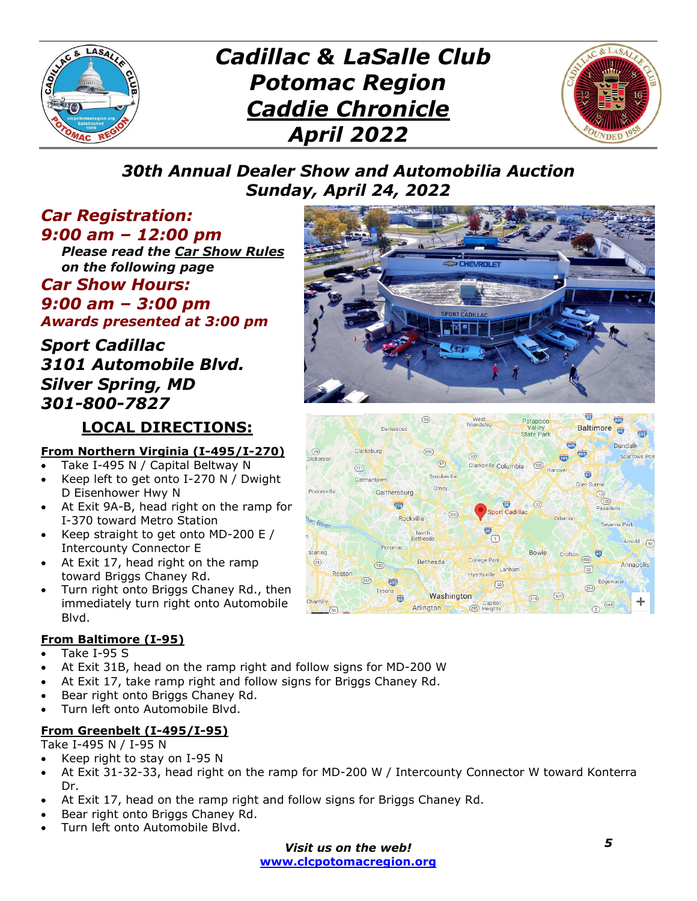# *Cadillac & LaSalle Club Potomac Region*

# ***Caddie Chronicle***

# *April 2022*

## *30th Annual Dealer Show and Automobilia Auction*
## *Sunday, April 24, 2022*

***Car Registration:***
***9:00 am – 12:00 pm***

***Please read the Car Show Rules on the following page***

***Car Show Hours:***
***9:00 am – 3:00 pm***
***Awards presented at 3:00 pm***

***Sport Cadillac***
***3101 Automobile Blvd.***
***Silver Spring, MD***
***301-800-7827***

## LOCAL DIRECTIONS:

**From Northern Virginia (I-495/I-270)**

- Take I-495 N / Capital Beltway N
- Keep left to get onto I-270 N / Dwight D Eisenhower Hwy N
- At Exit 9A-B, head right on the ramp for I-370 toward Metro Station
- Keep straight to get onto MD-200 E / Intercounty Connector E
- At Exit 17, head right on the ramp toward Briggs Chaney Rd.
- Turn right onto Briggs Chaney Rd., then immediately turn right onto Automobile Blvd.

**From Baltimore (I-95)**

- Take I-95 S
- At Exit 31B, head on the ramp right and follow signs for MD-200 W
- At Exit 17, take ramp right and follow signs for Briggs Chaney Rd.
- Bear right onto Briggs Chaney Rd.
- Turn left onto Automobile Blvd.

**From Greenbelt (I-495/I-95)**

Take I-495 N / I-95 N

- Keep right to stay on I-95 N
- At Exit 31-32-33, head right on the ramp for MD-200 W / Intercounty Connector W toward Konterra Dr.
- At Exit 17, head on the ramp right and follow signs for Briggs Chaney Rd.
- Bear right onto Briggs Chaney Rd.
- Turn left onto Automobile Blvd.

*Visit us on the web!*
www.clcpotomacregion.org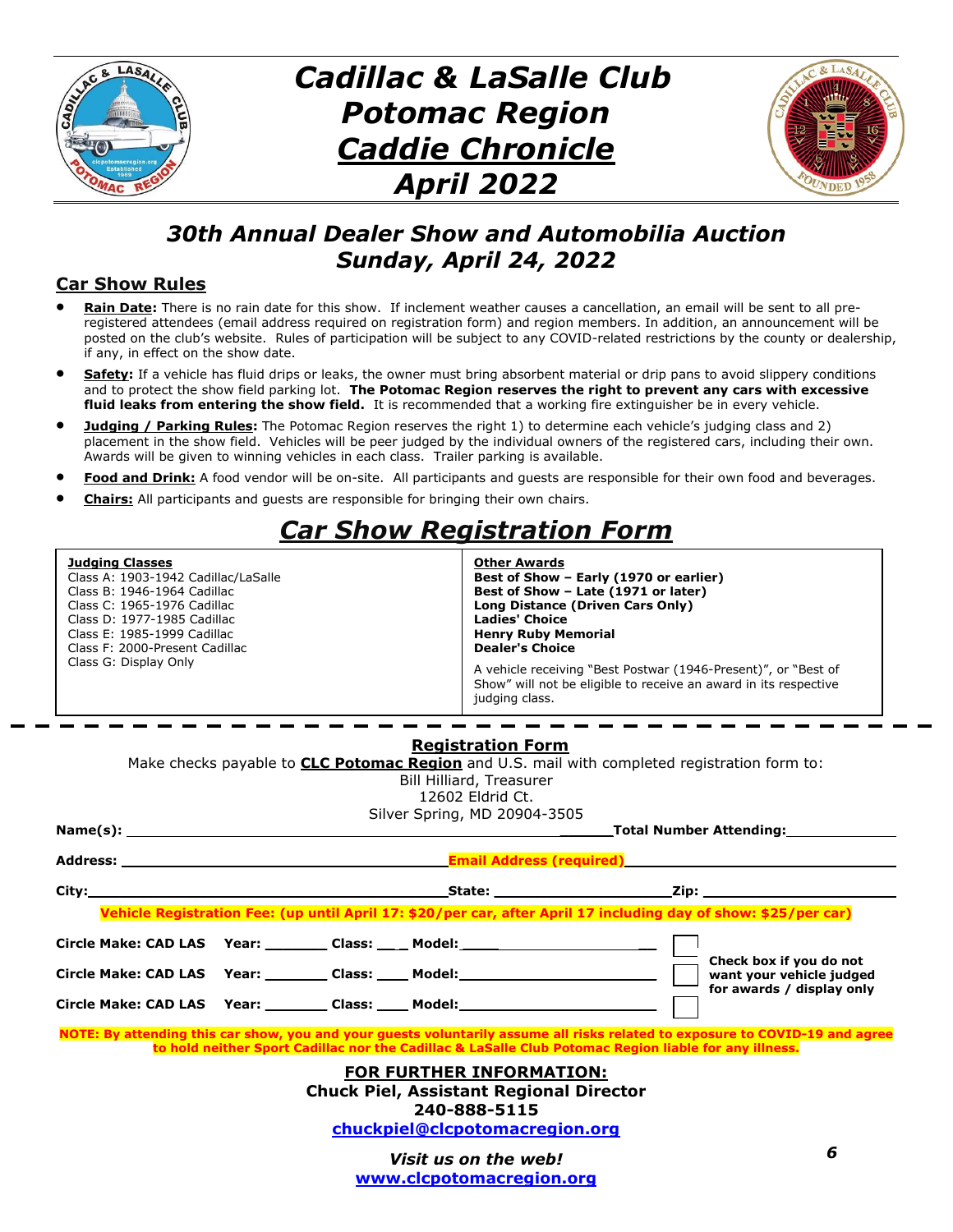# *Cadillac & LaSalle Club Potomac Region*

# *Caddie Chronicle*

# *April 2022*

## *30th Annual Dealer Show and Automobilia Auction*
## *Sunday, April 24, 2022*

### Car Show Rules

- **Rain Date:** There is no rain date for this show. If inclement weather causes a cancellation, an email will be sent to all pre-registered attendees (email address required on registration form) and region members. In addition, an announcement will be posted on the club's website. Rules of participation will be subject to any COVID-related restrictions by the county or dealership, if any, in effect on the show date.
- **Safety:** If a vehicle has fluid drips or leaks, the owner must bring absorbent material or drip pans to avoid slippery conditions and to protect the show field parking lot. **The Potomac Region reserves the right to prevent any cars with excessive fluid leaks from entering the show field.** It is recommended that a working fire extinguisher be in every vehicle.
- **Judging / Parking Rules:** The Potomac Region reserves the right 1) to determine each vehicle's judging class and 2) placement in the show field. Vehicles will be peer judged by the individual owners of the registered cars, including their own. Awards will be given to winning vehicles in each class. Trailer parking is available.
- **Food and Drink:** A food vendor will be on-site. All participants and guests are responsible for their own food and beverages.
- **Chairs:** All participants and guests are responsible for bringing their own chairs.

## *Car Show Registration Form*

**Judging Classes**
Class A: 1903-1942 Cadillac/LaSalle
Class B: 1946-1964 Cadillac
Class C: 1965-1976 Cadillac
Class D: 1977-1985 Cadillac
Class E: 1985-1999 Cadillac
Class F: 2000-Present Cadillac
Class G: Display Only

**Other Awards**
**Best of Show – Early (1970 or earlier)**
**Best of Show – Late (1971 or later)**
**Long Distance (Driven Cars Only)**
**Ladies' Choice**
**Henry Ruby Memorial**
**Dealer's Choice**

A vehicle receiving "Best Postwar (1946-Present)", or "Best of Show" will not be eligible to receive an award in its respective judging class.

---

### Registration Form

Make checks payable to **CLC Potomac Region** and U.S. mail with completed registration form to:
Bill Hilliard, Treasurer
12602 Eldrid Ct.
Silver Spring, MD 20904-3505

**Name(s):** ______________________ **Total Number Attending:** ________

**Address:** ______________________ **Email Address (required)** ______________________

**City:** ______________________ **State:** ____________ **Zip:** ____________

**Vehicle Registration Fee: (up until April 17: $20/per car, after April 17 including day of show: $25/per car)**

**Circle Make: CAD LAS Year:** ________ **Class:** ____ **Model:** ______________ ☐

**Circle Make: CAD LAS Year:** ________ **Class:** ____ **Model:** ______________ ☐

**Circle Make: CAD LAS Year:** ________ **Class:** ____ **Model:** ______________ ☐

**Check box if you do not want your vehicle judged for awards / display only**

**NOTE: By attending this car show, you and your guests voluntarily assume all risks related to exposure to COVID-19 and agree to hold neither Sport Cadillac nor the Cadillac & LaSalle Club Potomac Region liable for any illness.**

**FOR FURTHER INFORMATION:**
**Chuck Piel, Assistant Regional Director**
**240-888-5115**
**chuckpiel@clcpotomacregion.org**

***Visit us on the web!***
**www.clcpotomacregion.org**